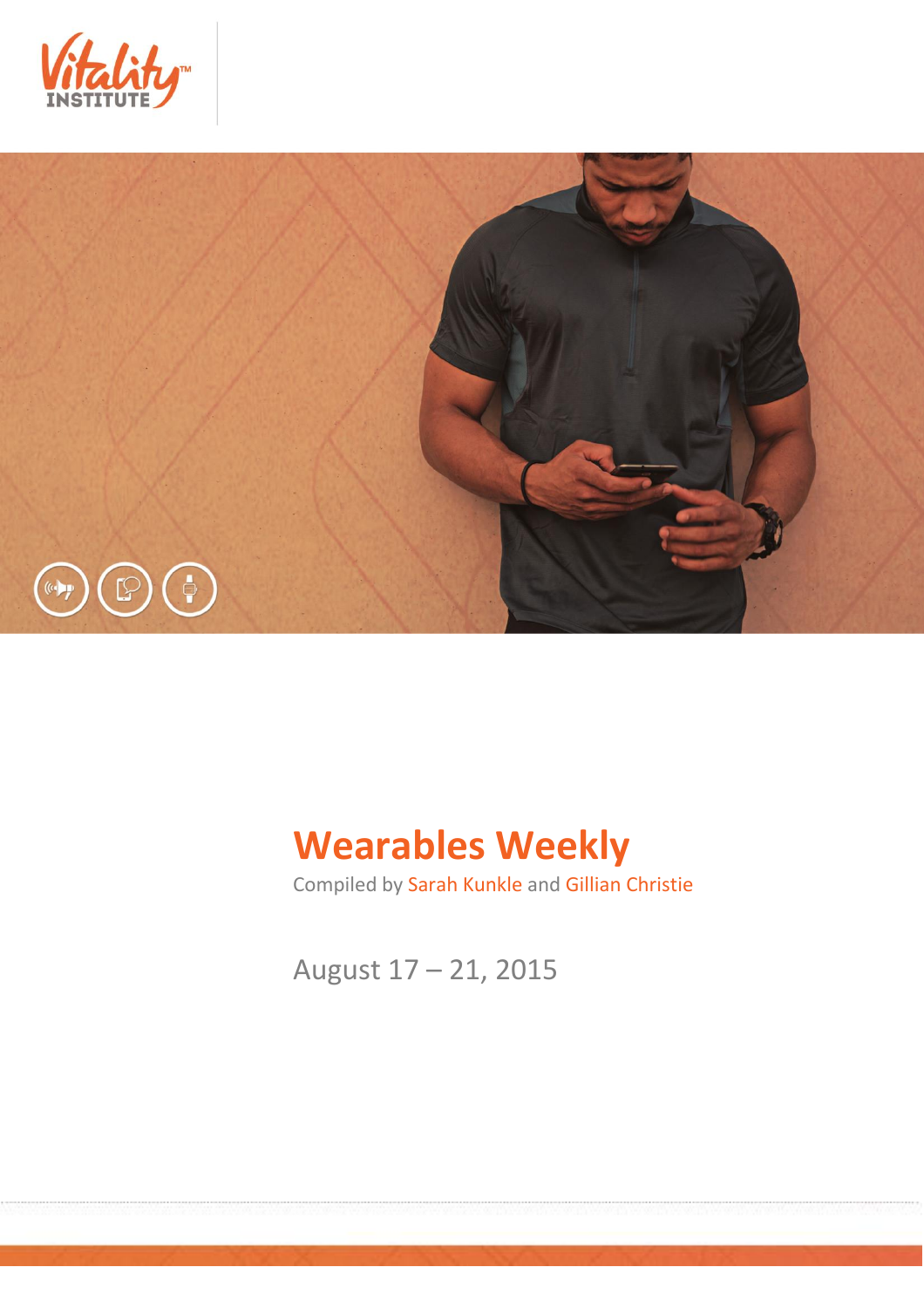Vitality™ INSTITUTE

# Wearables Weekly

Compiled by Sarah Kunkle and Gillian Christie

August 17 – 21, 2015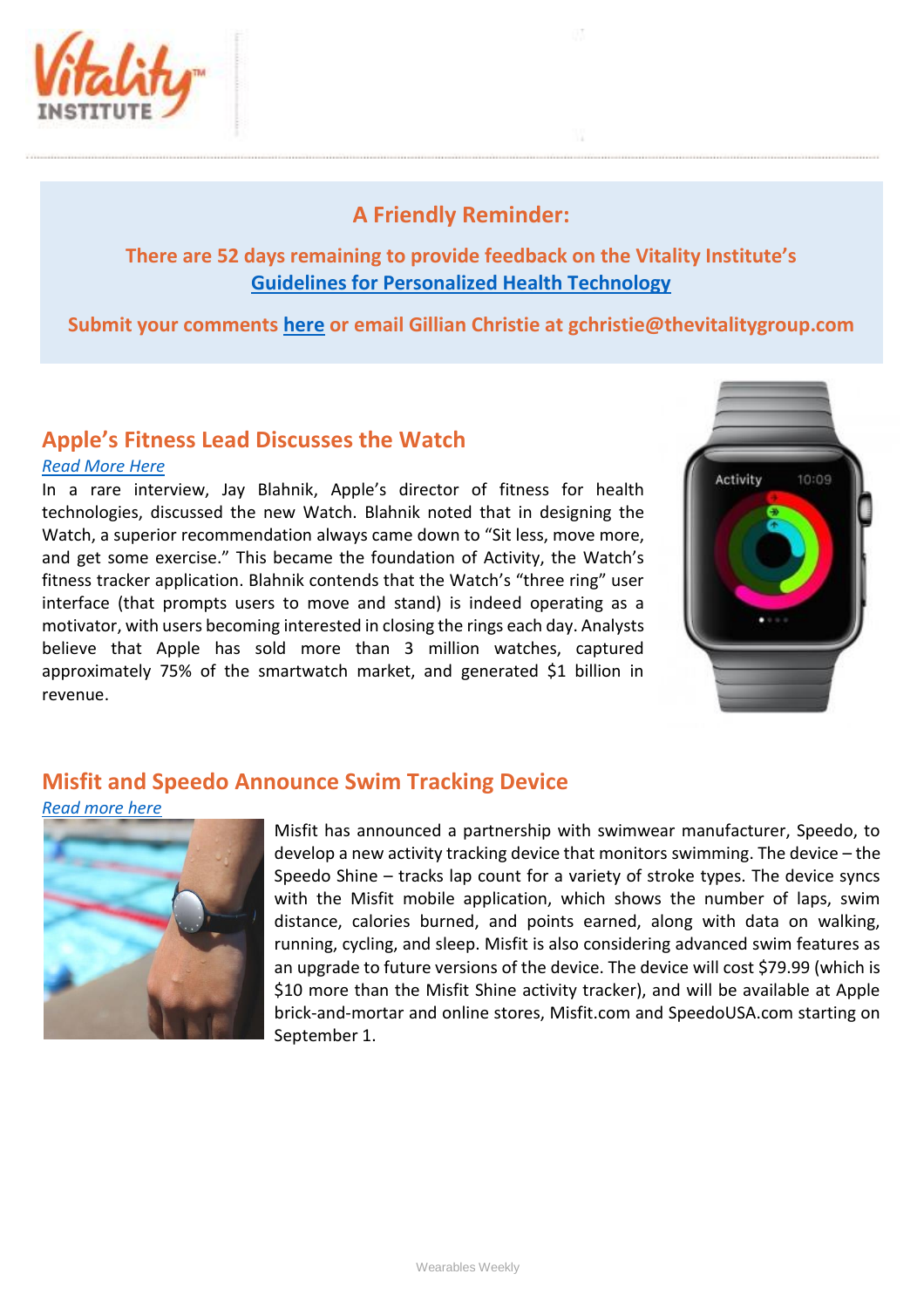**A Friendly Reminder:**

**There are 52 days remaining to provide feedback on the Vitality Institute's [Guidelines for Personalized Health Technology](#)**

**Submit your comments [here](#) or email Gillian Christie at gchristie@thevitalitygroup.com**

## Apple's Fitness Lead Discusses the Watch

*[Read More Here](#)*

In a rare interview, Jay Blahnik, Apple's director of fitness for health technologies, discussed the new Watch. Blahnik noted that in designing the Watch, a superior recommendation always came down to "Sit less, move more, and get some exercise." This became the foundation of Activity, the Watch's fitness tracker application. Blahnik contends that the Watch's "three ring" user interface (that prompts users to move and stand) is indeed operating as a motivator, with users becoming interested in closing the rings each day. Analysts believe that Apple has sold more than 3 million watches, captured approximately 75% of the smartwatch market, and generated $1 billion in revenue.

## Misfit and Speedo Announce Swim Tracking Device

*[Read more here](#)*

Misfit has announced a partnership with swimwear manufacturer, Speedo, to develop a new activity tracking device that monitors swimming. The device – the Speedo Shine – tracks lap count for a variety of stroke types. The device syncs with the Misfit mobile application, which shows the number of laps, swim distance, calories burned, and points earned, along with data on walking, running, cycling, and sleep. Misfit is also considering advanced swim features as an upgrade to future versions of the device. The device will cost $79.99 (which is $10 more than the Misfit Shine activity tracker), and will be available at Apple brick-and-mortar and online stores, Misfit.com and SpeedoUSA.com starting on September 1.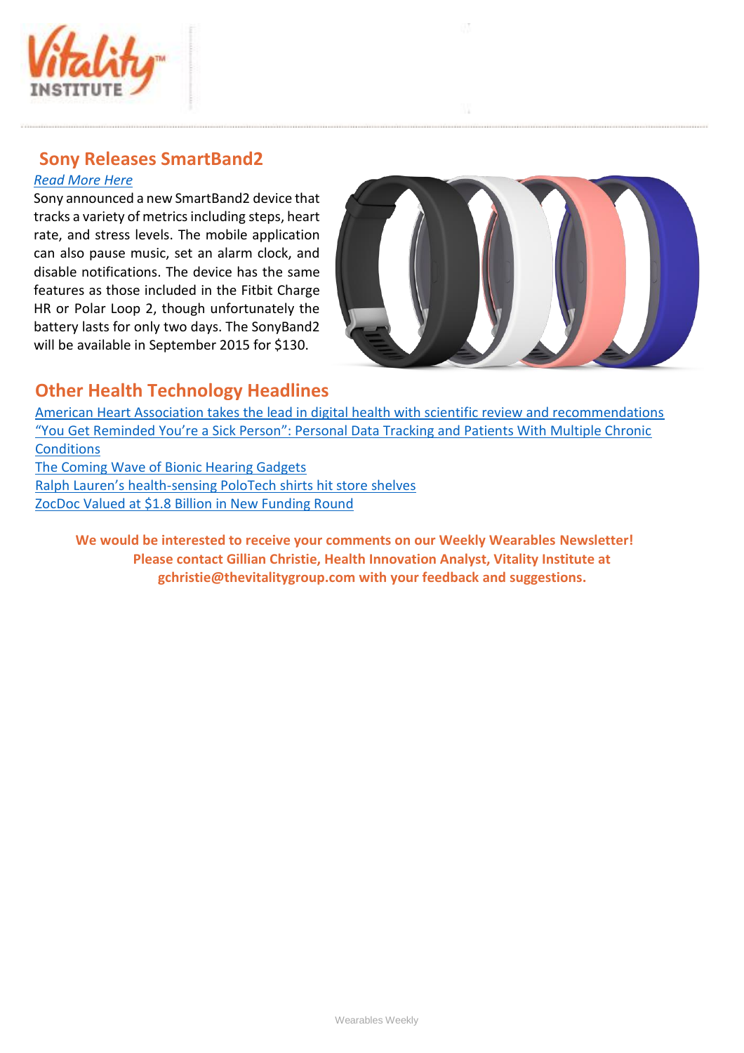## Sony Releases SmartBand2

*Read More Here*

Sony announced a new SmartBand2 device that tracks a variety of metrics including steps, heart rate, and stress levels. The mobile application can also pause music, set an alarm clock, and disable notifications. The device has the same features as those included in the Fitbit Charge HR or Polar Loop 2, though unfortunately the battery lasts for only two days. The SonyBand2 will be available in September 2015 for $130.

## Other Health Technology Headlines

American Heart Association takes the lead in digital health with scientific review and recommendations

"You Get Reminded You're a Sick Person": Personal Data Tracking and Patients With Multiple Chronic Conditions

The Coming Wave of Bionic Hearing Gadgets

Ralph Lauren's health-sensing PoloTech shirts hit store shelves

ZocDoc Valued at $1.8 Billion in New Funding Round

**We would be interested to receive your comments on our Weekly Wearables Newsletter! Please contact Gillian Christie, Health Innovation Analyst, Vitality Institute at gchristie@thevitalitygroup.com with your feedback and suggestions.**